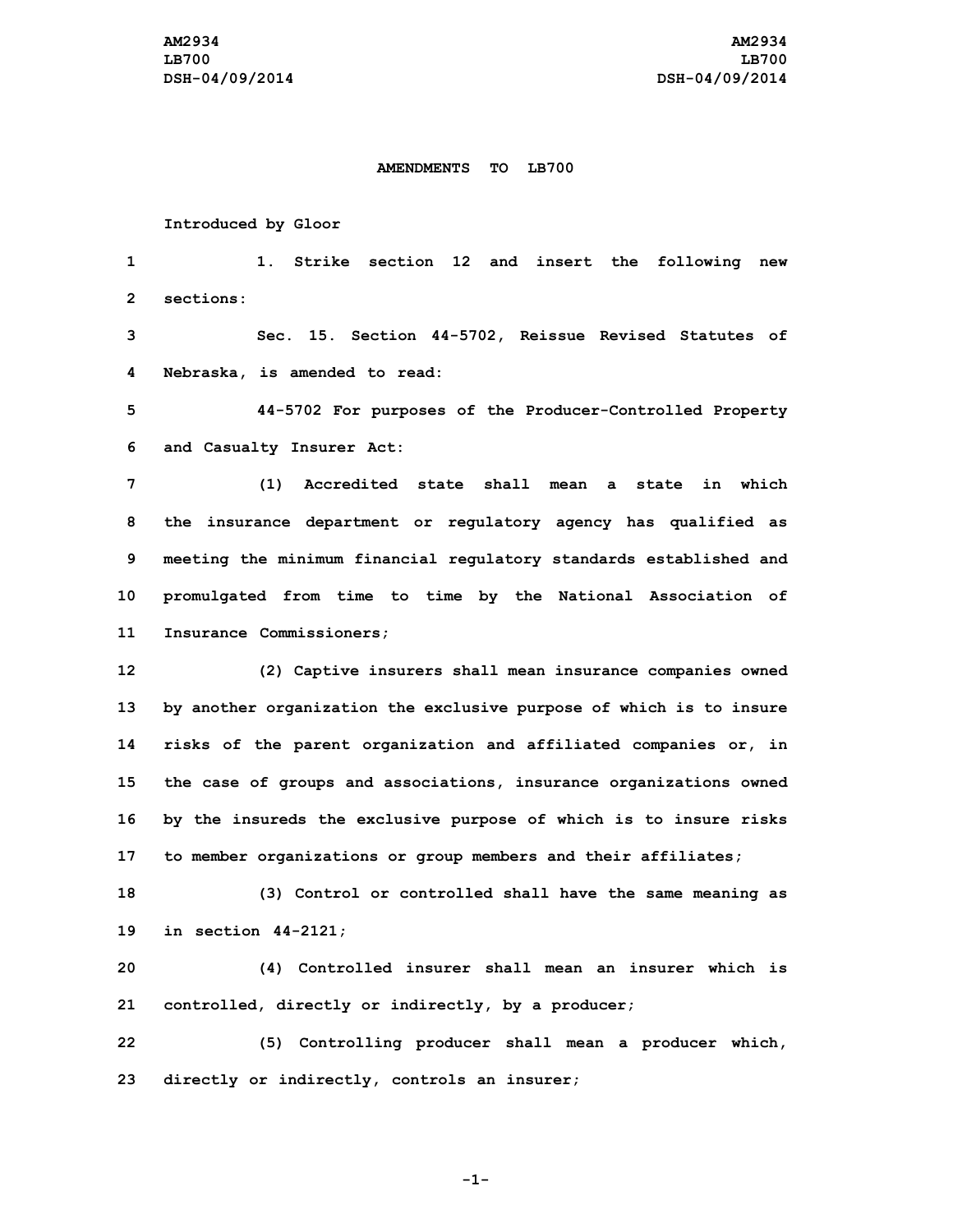AM2934
LB700
DSH-04/09/2014

**AMENDMENTS TO LB700**

Introduced by Gloor

1. Strike section 12 and insert the following new sections:

Sec. 15. Section 44-5702, Reissue Revised Statutes of Nebraska, is amended to read:

44-5702 For purposes of the Producer-Controlled Property and Casualty Insurer Act:

(1) Accredited state shall mean a state in which the insurance department or regulatory agency has qualified as meeting the minimum financial regulatory standards established and promulgated from time to time by the National Association of Insurance Commissioners;

(2) Captive insurers shall mean insurance companies owned by another organization the exclusive purpose of which is to insure risks of the parent organization and affiliated companies or, in the case of groups and associations, insurance organizations owned by the insureds the exclusive purpose of which is to insure risks to member organizations or group members and their affiliates;

(3) Control or controlled shall have the same meaning as in section 44-2121;

(4) Controlled insurer shall mean an insurer which is controlled, directly or indirectly, by a producer;

(5) Controlling producer shall mean a producer which, directly or indirectly, controls an insurer;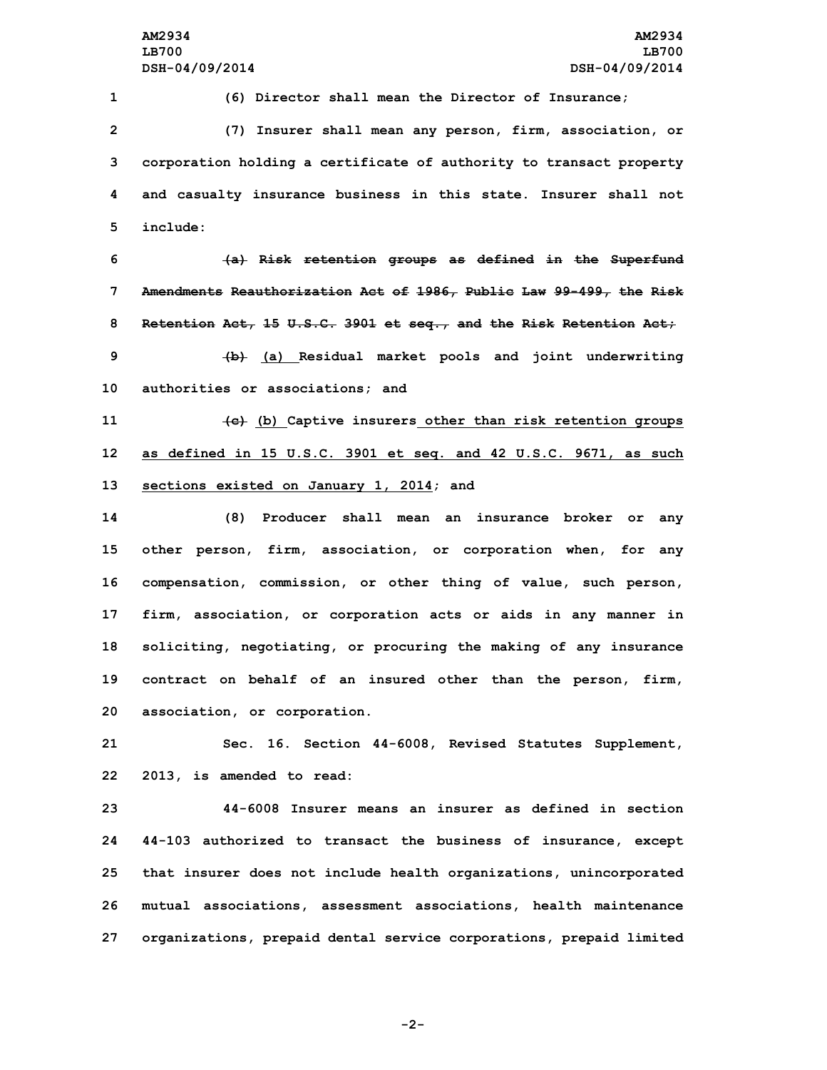(6) Director shall mean the Director of Insurance;

(7) Insurer shall mean any person, firm, association, or corporation holding a certificate of authority to transact property and casualty insurance business in this state. Insurer shall not include:

~~(a) Risk retention groups as defined in the Superfund Amendments Reauthorization Act of 1986, Public Law 99-499, the Risk Retention Act, 15 U.S.C. 3901 et seq., and the Risk Retention Act;~~

~~(b)~~ (a) Residual market pools and joint underwriting authorities or associations; and

~~(c)~~ (b) Captive insurers other than risk retention groups as defined in 15 U.S.C. 3901 et seq. and 42 U.S.C. 9671, as such sections existed on January 1, 2014; and

(8) Producer shall mean an insurance broker or any other person, firm, association, or corporation when, for any compensation, commission, or other thing of value, such person, firm, association, or corporation acts or aids in any manner in soliciting, negotiating, or procuring the making of any insurance contract on behalf of an insured other than the person, firm, association, or corporation.

Sec. 16. Section 44-6008, Revised Statutes Supplement, 2013, is amended to read:

44-6008 Insurer means an insurer as defined in section 44-103 authorized to transact the business of insurance, except that insurer does not include health organizations, unincorporated mutual associations, assessment associations, health maintenance organizations, prepaid dental service corporations, prepaid limited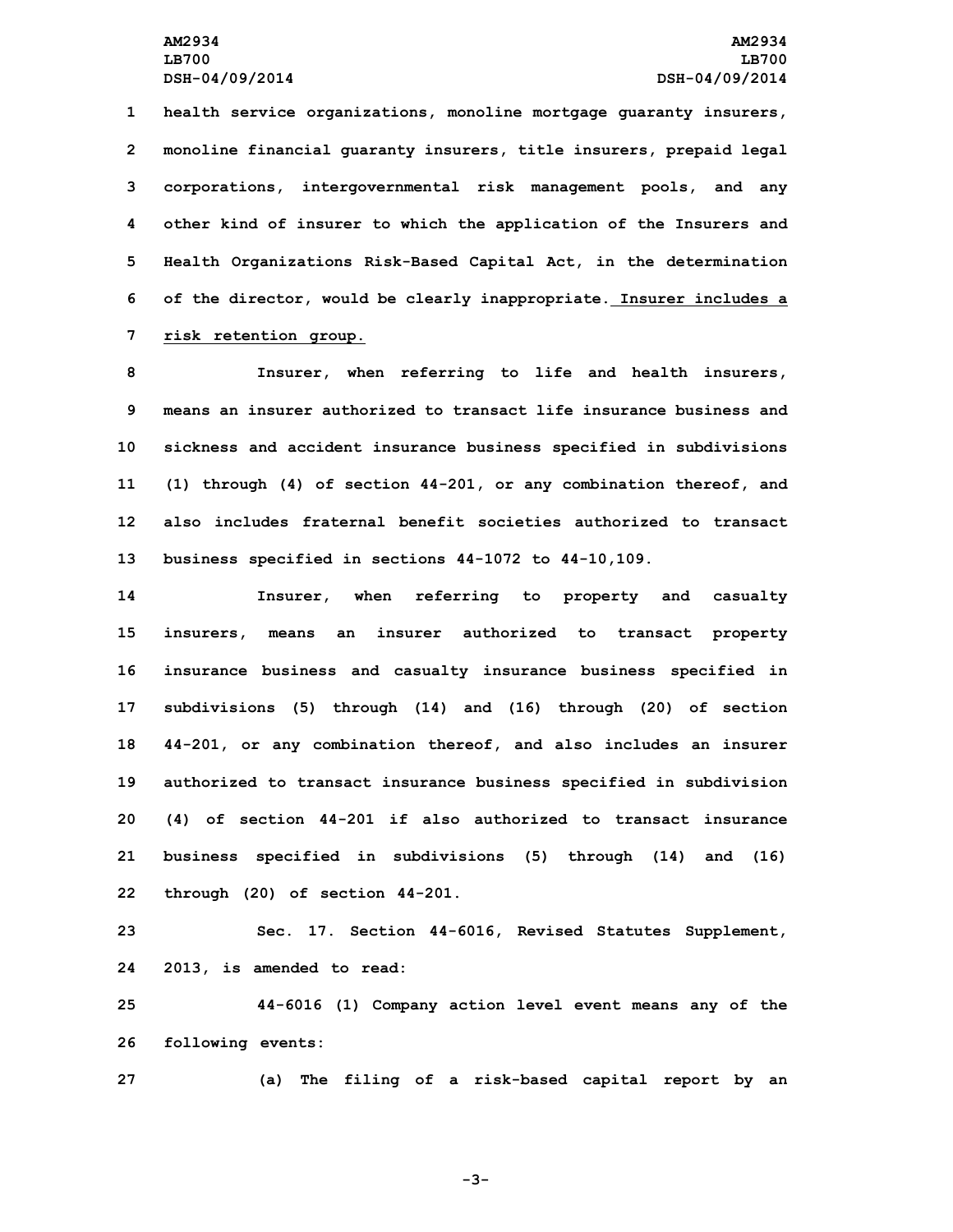health service organizations, monoline mortgage guaranty insurers, monoline financial guaranty insurers, title insurers, prepaid legal corporations, intergovernmental risk management pools, and any other kind of insurer to which the application of the Insurers and Health Organizations Risk-Based Capital Act, in the determination of the director, would be clearly inappropriate. Insurer includes a risk retention group.

Insurer, when referring to life and health insurers, means an insurer authorized to transact life insurance business and sickness and accident insurance business specified in subdivisions (1) through (4) of section 44-201, or any combination thereof, and also includes fraternal benefit societies authorized to transact business specified in sections 44-1072 to 44-10,109.

Insurer, when referring to property and casualty insurers, means an insurer authorized to transact property insurance business and casualty insurance business specified in subdivisions (5) through (14) and (16) through (20) of section 44-201, or any combination thereof, and also includes an insurer authorized to transact insurance business specified in subdivision (4) of section 44-201 if also authorized to transact insurance business specified in subdivisions (5) through (14) and (16) through (20) of section 44-201.

Sec. 17. Section 44-6016, Revised Statutes Supplement, 2013, is amended to read:

44-6016 (1) Company action level event means any of the following events:

(a) The filing of a risk-based capital report by an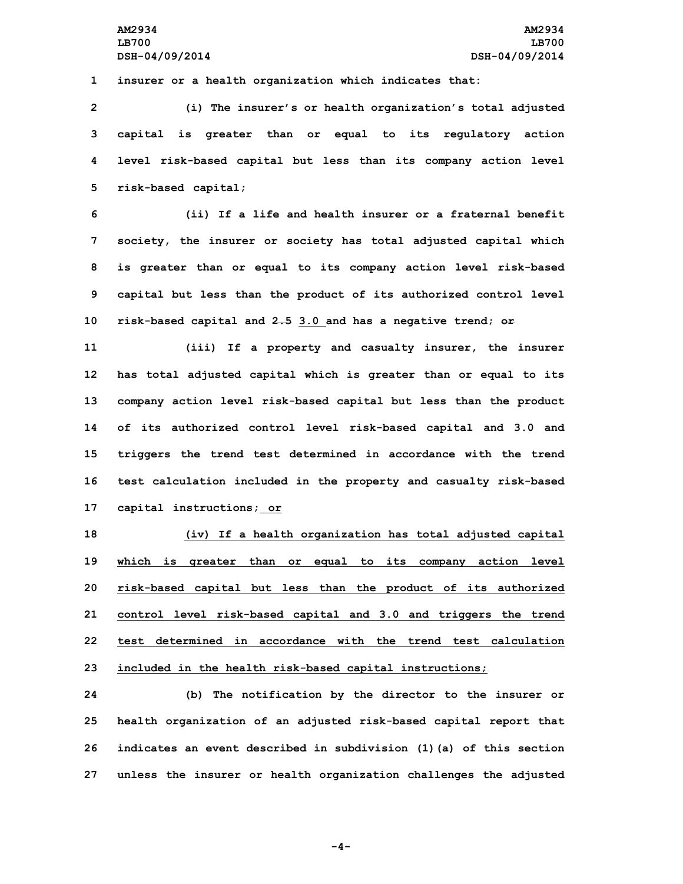insurer or a health organization which indicates that:

(i) The insurer's or health organization's total adjusted capital is greater than or equal to its regulatory action level risk-based capital but less than its company action level risk-based capital;

(ii) If a life and health insurer or a fraternal benefit society, the insurer or society has total adjusted capital which is greater than or equal to its company action level risk-based capital but less than the product of its authorized control level risk-based capital and ~~2.5~~ <u>3.0</u> and has a negative trend; ~~or~~

(iii) If a property and casualty insurer, the insurer has total adjusted capital which is greater than or equal to its company action level risk-based capital but less than the product of its authorized control level risk-based capital and 3.0 and triggers the trend test determined in accordance with the trend test calculation included in the property and casualty risk-based capital instructions;<u> or</u>

<u>(iv) If a health organization has total adjusted capital which is greater than or equal to its company action level risk-based capital but less than the product of its authorized control level risk-based capital and 3.0 and triggers the trend test determined in accordance with the trend test calculation included in the health risk-based capital instructions;</u>

(b) The notification by the director to the insurer or health organization of an adjusted risk-based capital report that indicates an event described in subdivision (1)(a) of this section unless the insurer or health organization challenges the adjusted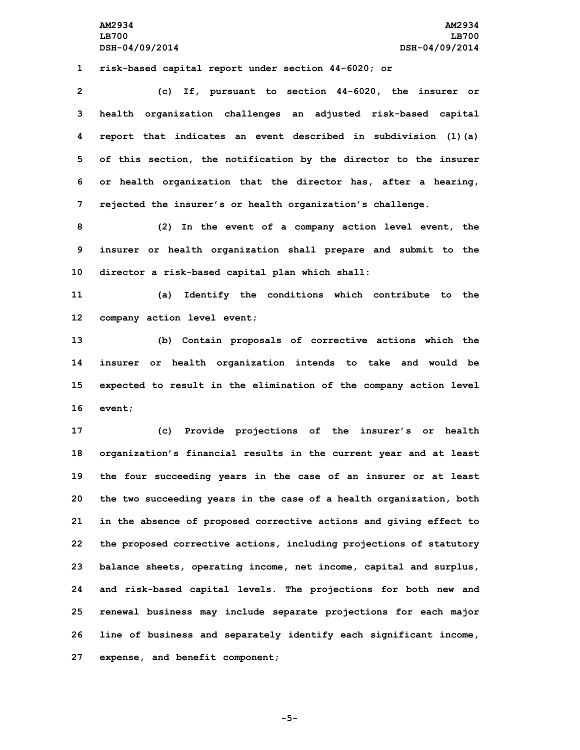risk-based capital report under section 44-6020; or

(c) If, pursuant to section 44-6020, the insurer or health organization challenges an adjusted risk-based capital report that indicates an event described in subdivision (1)(a) of this section, the notification by the director to the insurer or health organization that the director has, after a hearing, rejected the insurer's or health organization's challenge.

(2) In the event of a company action level event, the insurer or health organization shall prepare and submit to the director a risk-based capital plan which shall:

(a) Identify the conditions which contribute to the company action level event;

(b) Contain proposals of corrective actions which the insurer or health organization intends to take and would be expected to result in the elimination of the company action level event;

(c) Provide projections of the insurer's or health organization's financial results in the current year and at least the four succeeding years in the case of an insurer or at least the two succeeding years in the case of a health organization, both in the absence of proposed corrective actions and giving effect to the proposed corrective actions, including projections of statutory balance sheets, operating income, net income, capital and surplus, and risk-based capital levels. The projections for both new and renewal business may include separate projections for each major line of business and separately identify each significant income, expense, and benefit component;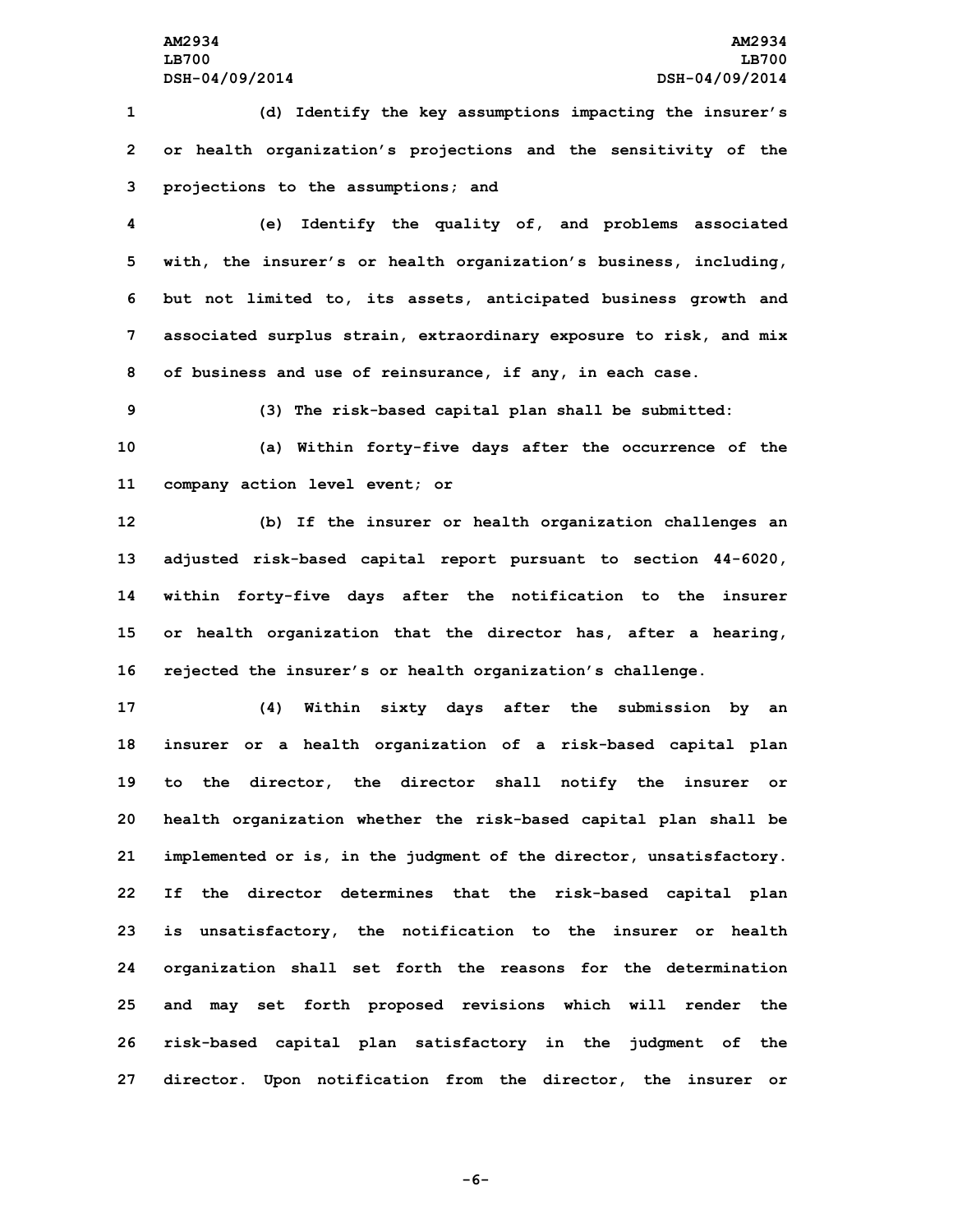(d) Identify the key assumptions impacting the insurer's or health organization's projections and the sensitivity of the projections to the assumptions; and

(e) Identify the quality of, and problems associated with, the insurer's or health organization's business, including, but not limited to, its assets, anticipated business growth and associated surplus strain, extraordinary exposure to risk, and mix of business and use of reinsurance, if any, in each case.

(3) The risk-based capital plan shall be submitted:

(a) Within forty-five days after the occurrence of the company action level event; or

(b) If the insurer or health organization challenges an adjusted risk-based capital report pursuant to section 44-6020, within forty-five days after the notification to the insurer or health organization that the director has, after a hearing, rejected the insurer's or health organization's challenge.

(4) Within sixty days after the submission by an insurer or a health organization of a risk-based capital plan to the director, the director shall notify the insurer or health organization whether the risk-based capital plan shall be implemented or is, in the judgment of the director, unsatisfactory. If the director determines that the risk-based capital plan is unsatisfactory, the notification to the insurer or health organization shall set forth the reasons for the determination and may set forth proposed revisions which will render the risk-based capital plan satisfactory in the judgment of the director. Upon notification from the director, the insurer or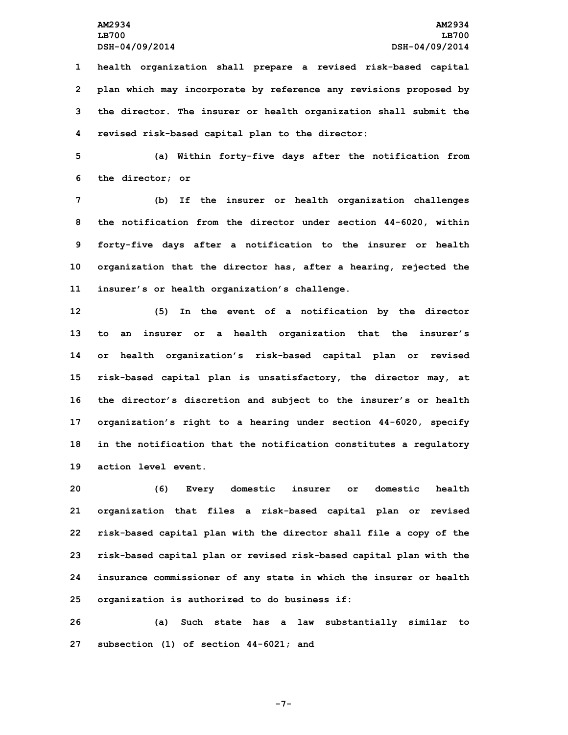health organization shall prepare a revised risk-based capital plan which may incorporate by reference any revisions proposed by the director. The insurer or health organization shall submit the revised risk-based capital plan to the director:

(a) Within forty-five days after the notification from the director; or

(b) If the insurer or health organization challenges the notification from the director under section 44-6020, within forty-five days after a notification to the insurer or health organization that the director has, after a hearing, rejected the insurer's or health organization's challenge.

(5) In the event of a notification by the director to an insurer or a health organization that the insurer's or health organization's risk-based capital plan or revised risk-based capital plan is unsatisfactory, the director may, at the director's discretion and subject to the insurer's or health organization's right to a hearing under section 44-6020, specify in the notification that the notification constitutes a regulatory action level event.

(6) Every domestic insurer or domestic health organization that files a risk-based capital plan or revised risk-based capital plan with the director shall file a copy of the risk-based capital plan or revised risk-based capital plan with the insurance commissioner of any state in which the insurer or health organization is authorized to do business if:

(a) Such state has a law substantially similar to subsection (1) of section 44-6021; and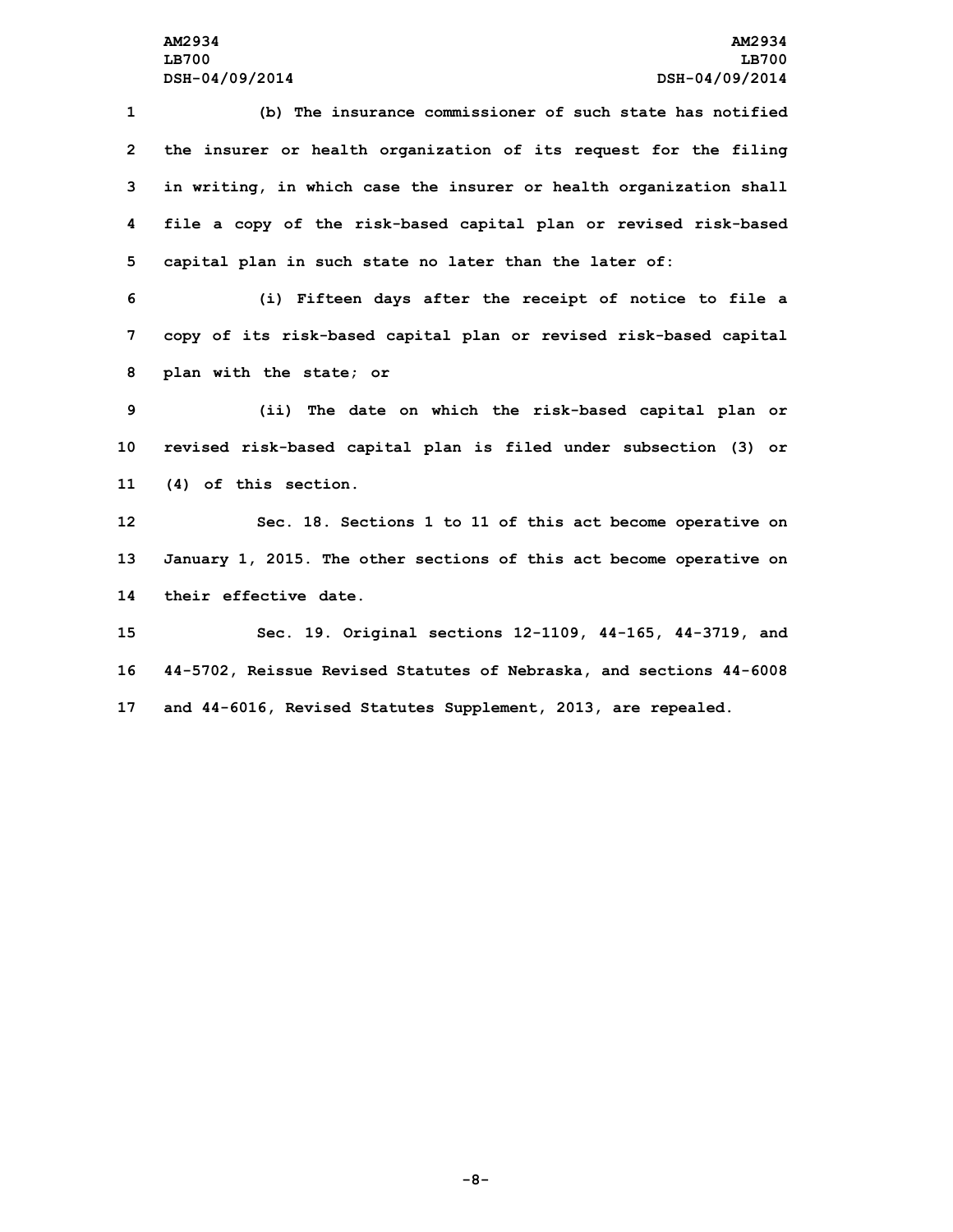(b) The insurance commissioner of such state has notified the insurer or health organization of its request for the filing in writing, in which case the insurer or health organization shall file a copy of the risk-based capital plan or revised risk-based capital plan in such state no later than the later of:

(i) Fifteen days after the receipt of notice to file a copy of its risk-based capital plan or revised risk-based capital plan with the state; or

(ii) The date on which the risk-based capital plan or revised risk-based capital plan is filed under subsection (3) or (4) of this section.

Sec. 18. Sections 1 to 11 of this act become operative on January 1, 2015. The other sections of this act become operative on their effective date.

Sec. 19. Original sections 12-1109, 44-165, 44-3719, and 44-5702, Reissue Revised Statutes of Nebraska, and sections 44-6008 and 44-6016, Revised Statutes Supplement, 2013, are repealed.